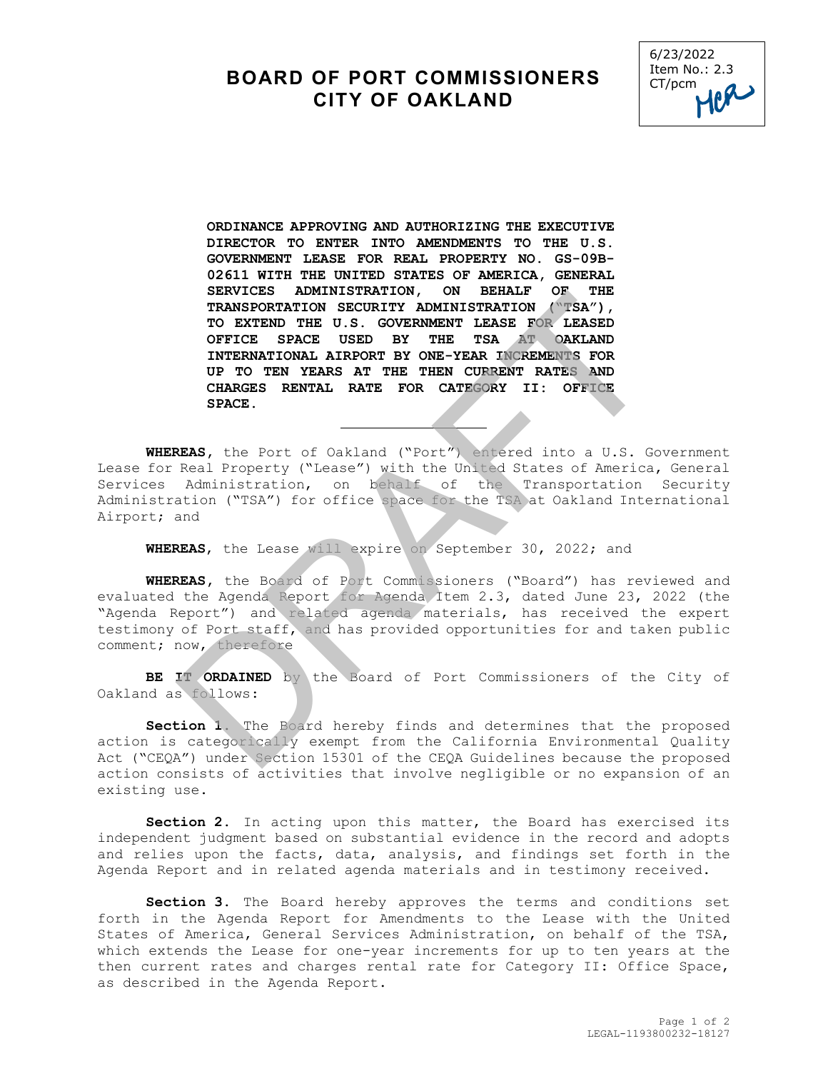6/23/2022
Item No.: 2.3
CT/pcm

# BOARD OF PORT COMMISSIONERS
# CITY OF OAKLAND

**ORDINANCE APPROVING AND AUTHORIZING THE EXECUTIVE DIRECTOR TO ENTER INTO AMENDMENTS TO THE U.S. GOVERNMENT LEASE FOR REAL PROPERTY NO. GS-09B-02611 WITH THE UNITED STATES OF AMERICA, GENERAL SERVICES ADMINISTRATION, ON BEHALF OF THE TRANSPORTATION SECURITY ADMINISTRATION ("TSA"), TO EXTEND THE U.S. GOVERNMENT LEASE FOR LEASED OFFICE SPACE USED BY THE TSA AT OAKLAND INTERNATIONAL AIRPORT BY ONE-YEAR INCREMENTS FOR UP TO TEN YEARS AT THE THEN CURRENT RATES AND CHARGES RENTAL RATE FOR CATEGORY II: OFFICE SPACE.**

---

**WHEREAS,** the Port of Oakland ("Port") entered into a U.S. Government Lease for Real Property ("Lease") with the United States of America, General Services Administration, on behalf of the Transportation Security Administration ("TSA") for office space for the TSA at Oakland International Airport; and

**WHEREAS**, the Lease will expire on September 30, 2022; and

**WHEREAS,** the Board of Port Commissioners ("Board") has reviewed and evaluated the Agenda Report for Agenda Item 2.3, dated June 23, 2022 (the "Agenda Report") and related agenda materials, has received the expert testimony of Port staff, and has provided opportunities for and taken public comment; now, therefore

**BE IT ORDAINED** by the Board of Port Commissioners of the City of Oakland as follows:

**Section 1.** The Board hereby finds and determines that the proposed action is categorically exempt from the California Environmental Quality Act ("CEQA") under Section 15301 of the CEQA Guidelines because the proposed action consists of activities that involve negligible or no expansion of an existing use.

**Section 2.** In acting upon this matter, the Board has exercised its independent judgment based on substantial evidence in the record and adopts and relies upon the facts, data, analysis, and findings set forth in the Agenda Report and in related agenda materials and in testimony received.

**Section 3.** The Board hereby approves the terms and conditions set forth in the Agenda Report for Amendments to the Lease with the United States of America, General Services Administration, on behalf of the TSA, which extends the Lease for one-year increments for up to ten years at the then current rates and charges rental rate for Category II: Office Space, as described in the Agenda Report.

LEGAL-1193800232-18127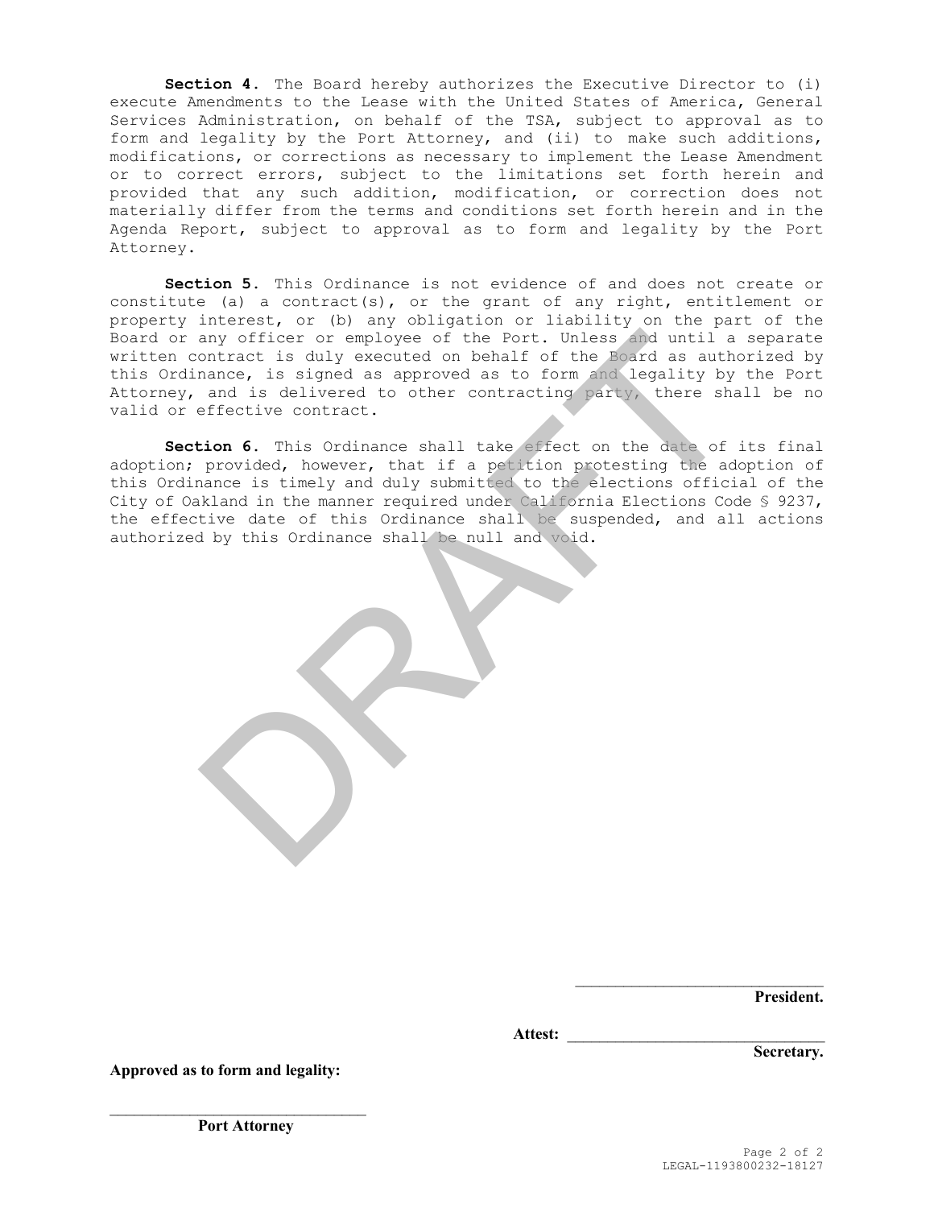**Section 4.** The Board hereby authorizes the Executive Director to (i) execute Amendments to the Lease with the United States of America, General Services Administration, on behalf of the TSA, subject to approval as to form and legality by the Port Attorney, and (ii) to make such additions, modifications, or corrections as necessary to implement the Lease Amendment or to correct errors, subject to the limitations set forth herein and provided that any such addition, modification, or correction does not materially differ from the terms and conditions set forth herein and in the Agenda Report, subject to approval as to form and legality by the Port Attorney.

**Section 5.** This Ordinance is not evidence of and does not create or constitute (a) a contract(s), or the grant of any right, entitlement or property interest, or (b) any obligation or liability on the part of the Board or any officer or employee of the Port. Unless and until a separate written contract is duly executed on behalf of the Board as authorized by this Ordinance, is signed as approved as to form and legality by the Port Attorney, and is delivered to other contracting party, there shall be no valid or effective contract.

**Section 6.** This Ordinance shall take effect on the date of its final adoption; provided, however, that if a petition protesting the adoption of this Ordinance is timely and duly submitted to the elections official of the City of Oakland in the manner required under California Elections Code § 9237, the effective date of this Ordinance shall be suspended, and all actions authorized by this Ordinance shall be null and void.

DRAFT

\_\_\_\_\_\_\_\_\_\_\_\_\_\_\_\_\_\_\_\_\_\_\_\_\_\_\_\_\_\_
**President.**

**Attest:** \_\_\_\_\_\_\_\_\_\_\_\_\_\_\_\_\_\_\_\_\_\_\_\_\_\_\_\_\_\_
**Secretary.**

**Approved as to form and legality:**

\_\_\_\_\_\_\_\_\_\_\_\_\_\_\_\_\_\_\_\_\_\_\_\_\_\_\_\_\_\_
**Port Attorney**

LEGAL-1193800232-18127